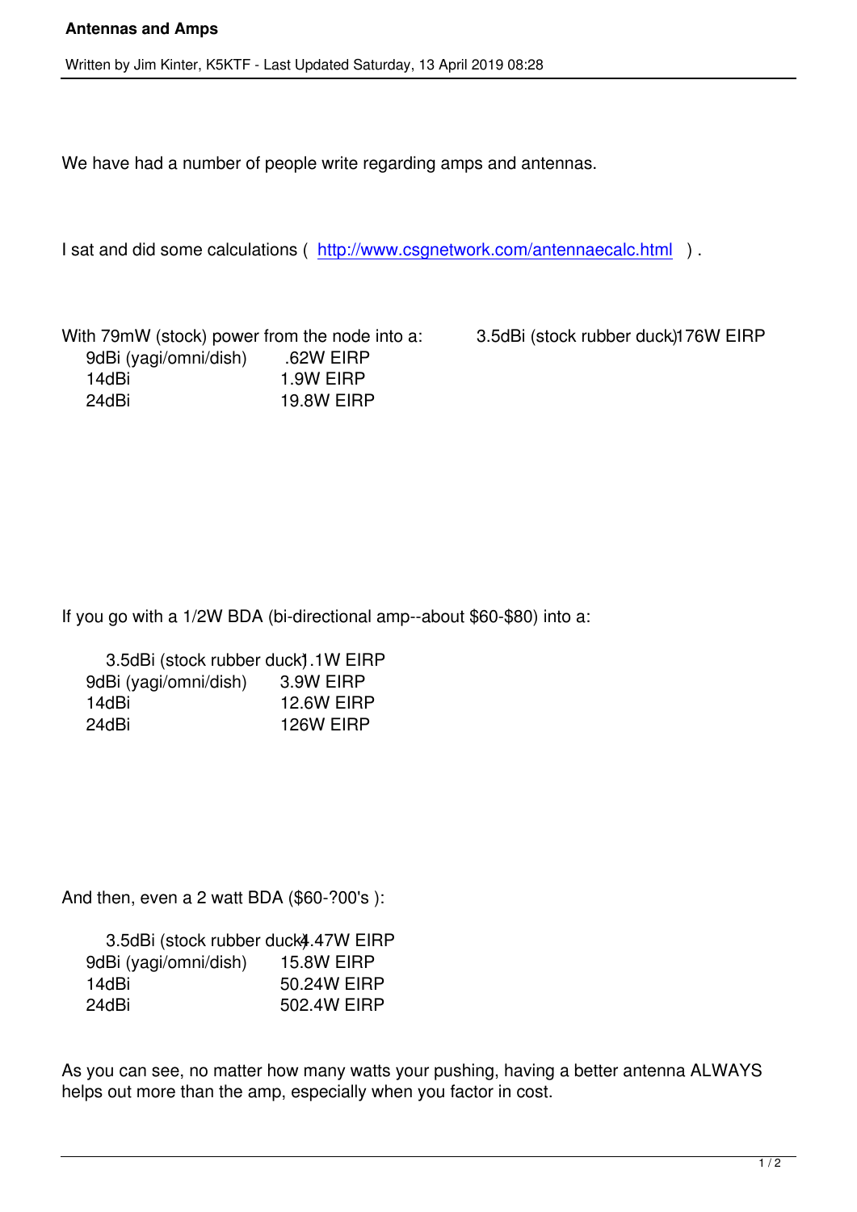# Antennas and Amps

Written by Jim Kinter, K5KTF - Last Updated Saturday, 13 April 2019 08:28

We have had a number of people write regarding amps and antennas.

I sat and did some calculations ( http://www.csgnetwork.com/antennaecalc.html ).

With 79mW (stock) power from the node into a:

| Antenna | EIRP |
|---|---|
| 3.5dBi (stock rubber duck) | .176W EIRP |
| 9dBi (yagi/omni/dish) | .62W EIRP |
| 14dBi | 1.9W EIRP |
| 24dBi | 19.8W EIRP |

If you go with a 1/2W BDA (bi-directional amp--about $60-$80) into a:

| Antenna | EIRP |
|---|---|
| 3.5dBi (stock rubber duck) | 1.1W EIRP |
| 9dBi (yagi/omni/dish) | 3.9W EIRP |
| 14dBi | 12.6W EIRP |
| 24dBi | 126W EIRP |

And then, even a 2 watt BDA ($60-?00's ):

| Antenna | EIRP |
|---|---|
| 3.5dBi (stock rubber duck) | 4.47W EIRP |
| 9dBi (yagi/omni/dish) | 15.8W EIRP |
| 14dBi | 50.24W EIRP |
| 24dBi | 502.4W EIRP |

As you can see, no matter how many watts your pushing, having a better antenna ALWAYS helps out more than the amp, especially when you factor in cost.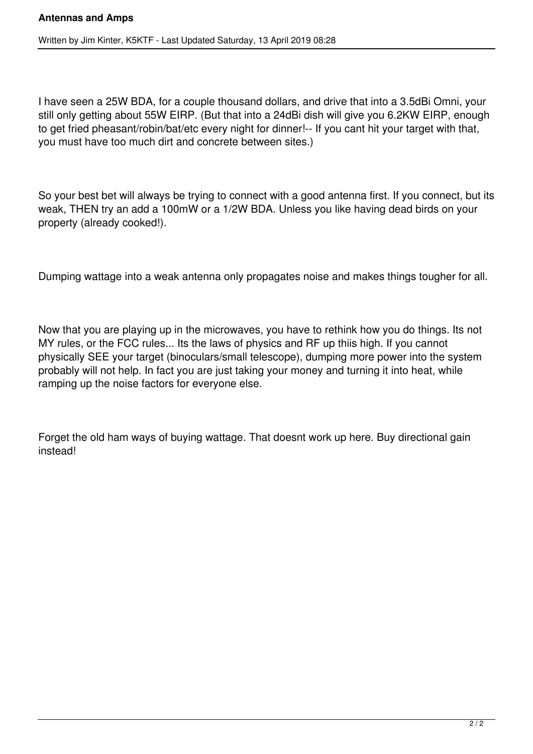I have seen a 25W BDA, for a couple thousand dollars, and drive that into a 3.5dBi Omni, your still only getting about 55W EIRP. (But that into a 24dBi dish will give you 6.2KW EIRP, enough to get fried pheasant/robin/bat/etc every night for dinner!-- If you cant hit your target with that, you must have too much dirt and concrete between sites.)

So your best bet will always be trying to connect with a good antenna first. If you connect, but its weak, THEN try an add a 100mW or a 1/2W BDA. Unless you like having dead birds on your property (already cooked!).

Dumping wattage into a weak antenna only propagates noise and makes things tougher for all.

Now that you are playing up in the microwaves, you have to rethink how you do things. Its not MY rules, or the FCC rules... Its the laws of physics and RF up thiis high. If you cannot physically SEE your target (binoculars/small telescope), dumping more power into the system probably will not help. In fact you are just taking your money and turning it into heat, while ramping up the noise factors for everyone else.

Forget the old ham ways of buying wattage. That doesnt work up here. Buy directional gain instead!